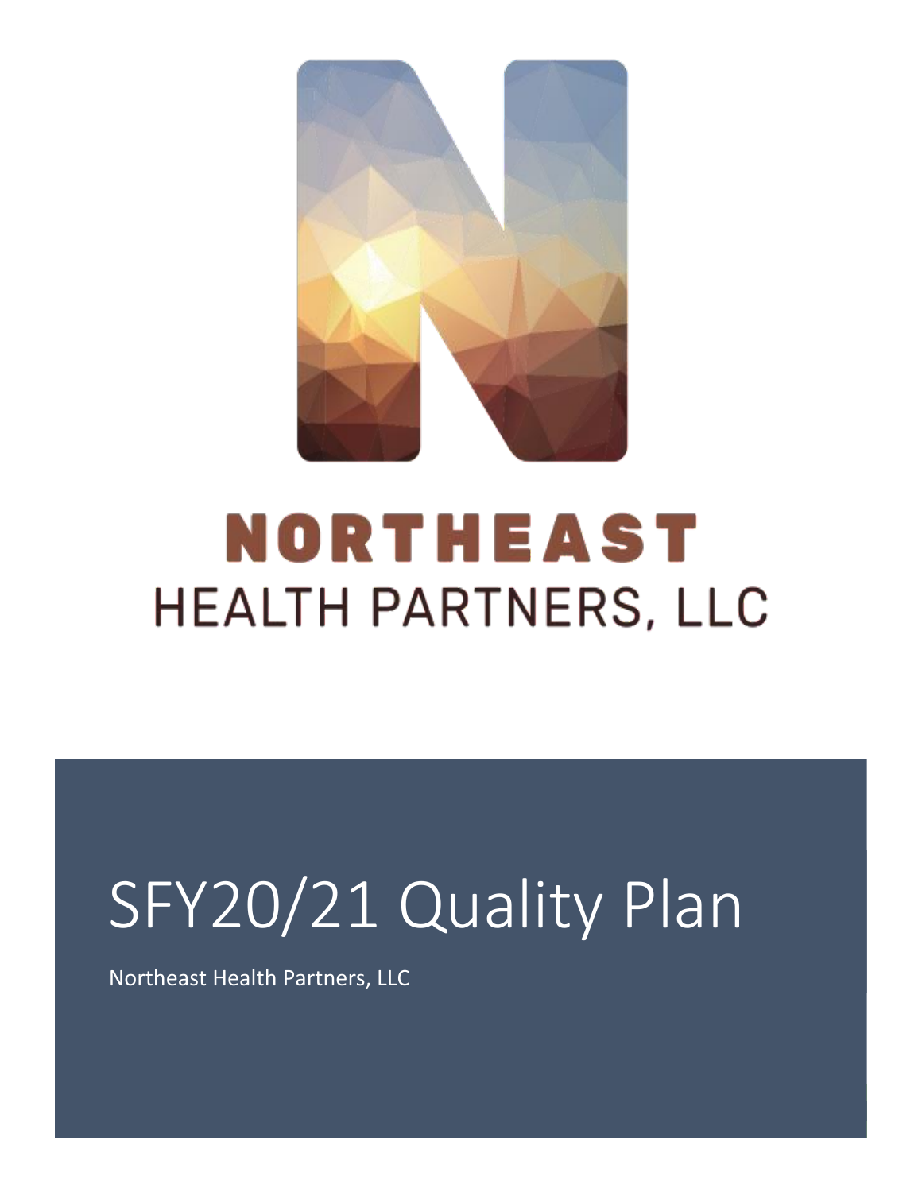NORTHEAST

HEALTH PARTNERS, LLC

# SFY20/21 Quality Plan

Northeast Health Partners, LLC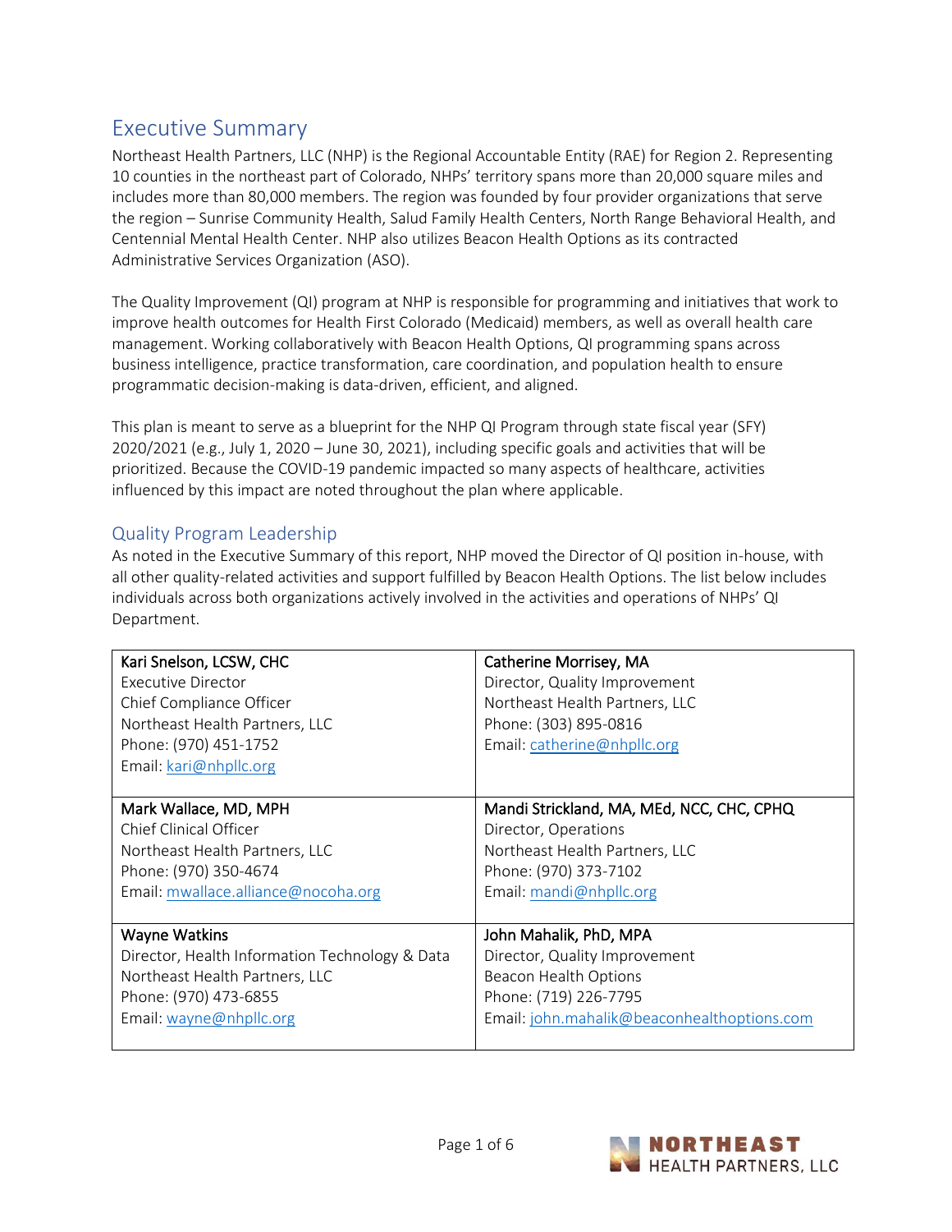# Executive Summary

Northeast Health Partners, LLC (NHP) is the Regional Accountable Entity (RAE) for Region 2. Representing 10 counties in the northeast part of Colorado, NHPs' territory spans more than 20,000 square miles and includes more than 80,000 members. The region was founded by four provider organizations that serve the region – Sunrise Community Health, Salud Family Health Centers, North Range Behavioral Health, and Centennial Mental Health Center. NHP also utilizes Beacon Health Options as its contracted Administrative Services Organization (ASO).

The Quality Improvement (QI) program at NHP is responsible for programming and initiatives that work to improve health outcomes for Health First Colorado (Medicaid) members, as well as overall health care management. Working collaboratively with Beacon Health Options, QI programming spans across business intelligence, practice transformation, care coordination, and population health to ensure programmatic decision-making is data-driven, efficient, and aligned.

This plan is meant to serve as a blueprint for the NHP QI Program through state fiscal year (SFY) 2020/2021 (e.g., July 1, 2020 – June 30, 2021), including specific goals and activities that will be prioritized. Because the COVID-19 pandemic impacted so many aspects of healthcare, activities influenced by this impact are noted throughout the plan where applicable.

## Quality Program Leadership

As noted in the Executive Summary of this report, NHP moved the Director of QI position in-house, with all other quality-related activities and support fulfilled by Beacon Health Options. The list below includes individuals across both organizations actively involved in the activities and operations of NHPs' QI Department.

| | |
|---|---|
| Kari Snelson, LCSW, CHC<br>Executive Director<br>Chief Compliance Officer<br>Northeast Health Partners, LLC<br>Phone: (970) 451-1752<br>Email: kari@nhpllc.org | Catherine Morrisey, MA<br>Director, Quality Improvement<br>Northeast Health Partners, LLC<br>Phone: (303) 895-0816<br>Email: catherine@nhpllc.org |
| Mark Wallace, MD, MPH<br>Chief Clinical Officer<br>Northeast Health Partners, LLC<br>Phone: (970) 350-4674<br>Email: mwallace.alliance@nocoha.org | Mandi Strickland, MA, MEd, NCC, CHC, CPHQ<br>Director, Operations<br>Northeast Health Partners, LLC<br>Phone: (970) 373-7102<br>Email: mandi@nhpllc.org |
| Wayne Watkins<br>Director, Health Information Technology & Data<br>Northeast Health Partners, LLC<br>Phone: (970) 473-6855<br>Email: wayne@nhpllc.org | John Mahalik, PhD, MPA<br>Director, Quality Improvement<br>Beacon Health Options<br>Phone: (719) 226-7795<br>Email: john.mahalik@beaconhealthoptions.com |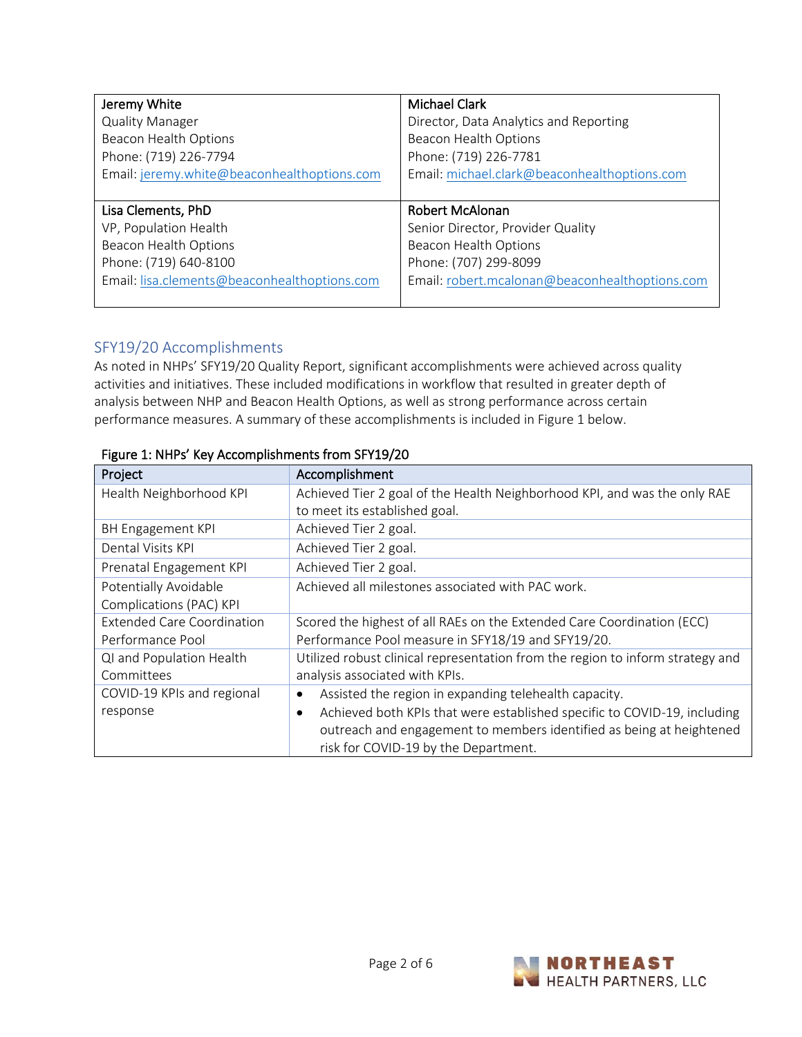| Jeremy White<br>Quality Manager<br>Beacon Health Options<br>Phone: (719) 226-7794<br>Email: jeremy.white@beaconhealthoptions.com | Michael Clark<br>Director, Data Analytics and Reporting<br>Beacon Health Options<br>Phone: (719) 226-7781<br>Email: michael.clark@beaconhealthoptions.com |
|---|---|
| Lisa Clements, PhD<br>VP, Population Health<br>Beacon Health Options<br>Phone: (719) 640-8100<br>Email: lisa.clements@beaconhealthoptions.com | Robert McAlonan<br>Senior Director, Provider Quality<br>Beacon Health Options<br>Phone: (707) 299-8099<br>Email: robert.mcalonan@beaconhealthoptions.com |

## SFY19/20 Accomplishments

As noted in NHPs' SFY19/20 Quality Report, significant accomplishments were achieved across quality activities and initiatives. These included modifications in workflow that resulted in greater depth of analysis between NHP and Beacon Health Options, as well as strong performance across certain performance measures. A summary of these accomplishments is included in Figure 1 below.

**Figure 1: NHPs' Key Accomplishments from SFY19/20**

| Project | Accomplishment |
|---|---|
| Health Neighborhood KPI | Achieved Tier 2 goal of the Health Neighborhood KPI, and was the only RAE to meet its established goal. |
| BH Engagement KPI | Achieved Tier 2 goal. |
| Dental Visits KPI | Achieved Tier 2 goal. |
| Prenatal Engagement KPI | Achieved Tier 2 goal. |
| Potentially Avoidable Complications (PAC) KPI | Achieved all milestones associated with PAC work. |
| Extended Care Coordination Performance Pool | Scored the highest of all RAEs on the Extended Care Coordination (ECC) Performance Pool measure in SFY18/19 and SFY19/20. |
| QI and Population Health Committees | Utilized robust clinical representation from the region to inform strategy and analysis associated with KPIs. |
| COVID-19 KPIs and regional response | • Assisted the region in expanding telehealth capacity.<br>• Achieved both KPIs that were established specific to COVID-19, including outreach and engagement to members identified as being at heightened risk for COVID-19 by the Department. |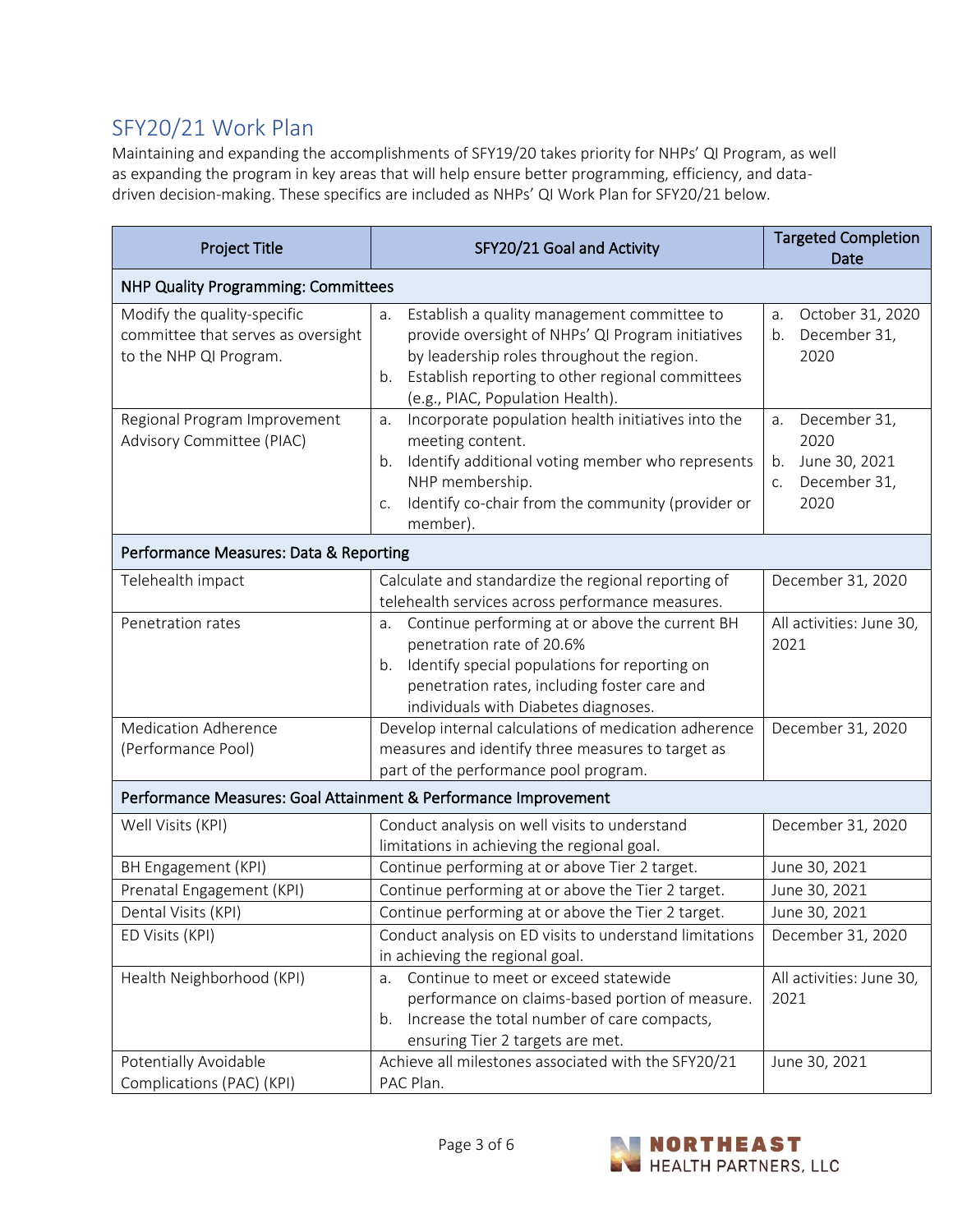## SFY20/21 Work Plan

Maintaining and expanding the accomplishments of SFY19/20 takes priority for NHPs' QI Program, as well as expanding the program in key areas that will help ensure better programming, efficiency, and data-driven decision-making. These specifics are included as NHPs' QI Work Plan for SFY20/21 below.

| Project Title | SFY20/21 Goal and Activity | Targeted Completion Date |
|---|---|---|
| **NHP Quality Programming: Committees** | | |
| Modify the quality-specific committee that serves as oversight to the NHP QI Program. | a. Establish a quality management committee to provide oversight of NHPs' QI Program initiatives by leadership roles throughout the region.<br>b. Establish reporting to other regional committees (e.g., PIAC, Population Health). | a. October 31, 2020<br>b. December 31, 2020 |
| Regional Program Improvement Advisory Committee (PIAC) | a. Incorporate population health initiatives into the meeting content.<br>b. Identify additional voting member who represents NHP membership.<br>c. Identify co-chair from the community (provider or member). | a. December 31, 2020<br>b. June 30, 2021<br>c. December 31, 2020 |
| **Performance Measures: Data & Reporting** | | |
| Telehealth impact | Calculate and standardize the regional reporting of telehealth services across performance measures. | December 31, 2020 |
| Penetration rates | a. Continue performing at or above the current BH penetration rate of 20.6%<br>b. Identify special populations for reporting on penetration rates, including foster care and individuals with Diabetes diagnoses. | All activities: June 30, 2021 |
| Medication Adherence (Performance Pool) | Develop internal calculations of medication adherence measures and identify three measures to target as part of the performance pool program. | December 31, 2020 |
| **Performance Measures: Goal Attainment & Performance Improvement** | | |
| Well Visits (KPI) | Conduct analysis on well visits to understand limitations in achieving the regional goal. | December 31, 2020 |
| BH Engagement (KPI) | Continue performing at or above Tier 2 target. | June 30, 2021 |
| Prenatal Engagement (KPI) | Continue performing at or above the Tier 2 target. | June 30, 2021 |
| Dental Visits (KPI) | Continue performing at or above the Tier 2 target. | June 30, 2021 |
| ED Visits (KPI) | Conduct analysis on ED visits to understand limitations in achieving the regional goal. | December 31, 2020 |
| Health Neighborhood (KPI) | a. Continue to meet or exceed statewide performance on claims-based portion of measure.<br>b. Increase the total number of care compacts, ensuring Tier 2 targets are met. | All activities: June 30, 2021 |
| Potentially Avoidable Complications (PAC) (KPI) | Achieve all milestones associated with the SFY20/21 PAC Plan. | June 30, 2021 |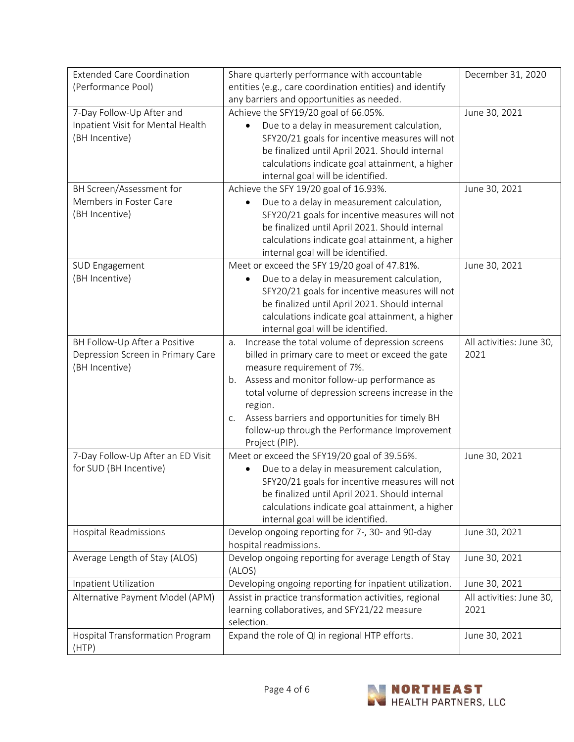| | | |
|---|---|---|
| Extended Care Coordination (Performance Pool) | Share quarterly performance with accountable entities (e.g., care coordination entities) and identify any barriers and opportunities as needed. | December 31, 2020 |
| 7-Day Follow-Up After and Inpatient Visit for Mental Health (BH Incentive) | Achieve the SFY19/20 goal of 66.05%.<br>• Due to a delay in measurement calculation, SFY20/21 goals for incentive measures will not be finalized until April 2021. Should internal calculations indicate goal attainment, a higher internal goal will be identified. | June 30, 2021 |
| BH Screen/Assessment for Members in Foster Care (BH Incentive) | Achieve the SFY 19/20 goal of 16.93%.<br>• Due to a delay in measurement calculation, SFY20/21 goals for incentive measures will not be finalized until April 2021. Should internal calculations indicate goal attainment, a higher internal goal will be identified. | June 30, 2021 |
| SUD Engagement (BH Incentive) | Meet or exceed the SFY 19/20 goal of 47.81%.<br>• Due to a delay in measurement calculation, SFY20/21 goals for incentive measures will not be finalized until April 2021. Should internal calculations indicate goal attainment, a higher internal goal will be identified. | June 30, 2021 |
| BH Follow-Up After a Positive Depression Screen in Primary Care (BH Incentive) | a. Increase the total volume of depression screens billed in primary care to meet or exceed the gate measure requirement of 7%.<br>b. Assess and monitor follow-up performance as total volume of depression screens increase in the region.<br>c. Assess barriers and opportunities for timely BH follow-up through the Performance Improvement Project (PIP). | All activities: June 30, 2021 |
| 7-Day Follow-Up After an ED Visit for SUD (BH Incentive) | Meet or exceed the SFY19/20 goal of 39.56%.<br>• Due to a delay in measurement calculation, SFY20/21 goals for incentive measures will not be finalized until April 2021. Should internal calculations indicate goal attainment, a higher internal goal will be identified. | June 30, 2021 |
| Hospital Readmissions | Develop ongoing reporting for 7-, 30- and 90-day hospital readmissions. | June 30, 2021 |
| Average Length of Stay (ALOS) | Develop ongoing reporting for average Length of Stay (ALOS) | June 30, 2021 |
| Inpatient Utilization | Developing ongoing reporting for inpatient utilization. | June 30, 2021 |
| Alternative Payment Model (APM) | Assist in practice transformation activities, regional learning collaboratives, and SFY21/22 measure selection. | All activities: June 30, 2021 |
| Hospital Transformation Program (HTP) | Expand the role of QI in regional HTP efforts. | June 30, 2021 |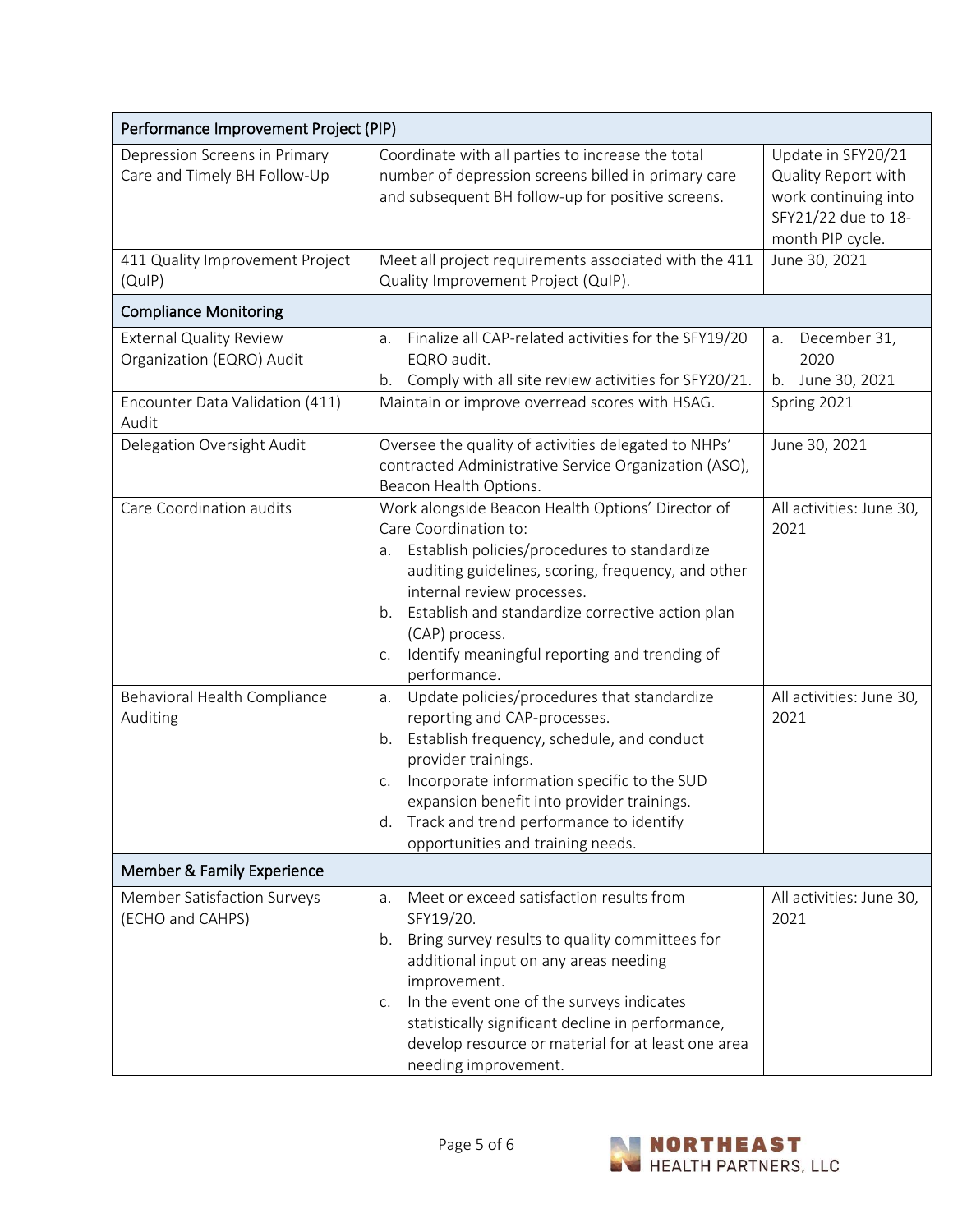| Performance Improvement Project (PIP) | | |
|---|---|---|
| Depression Screens in Primary Care and Timely BH Follow-Up | Coordinate with all parties to increase the total number of depression screens billed in primary care and subsequent BH follow-up for positive screens. | Update in SFY20/21 Quality Report with work continuing into SFY21/22 due to 18-month PIP cycle. |
| 411 Quality Improvement Project (QuIP) | Meet all project requirements associated with the 411 Quality Improvement Project (QuIP). | June 30, 2021 |
| **Compliance Monitoring** | | |
| External Quality Review Organization (EQRO) Audit | a. Finalize all CAP-related activities for the SFY19/20 EQRO audit.<br>b. Comply with all site review activities for SFY20/21. | a. December 31, 2020<br>b. June 30, 2021 |
| Encounter Data Validation (411) Audit | Maintain or improve overread scores with HSAG. | Spring 2021 |
| Delegation Oversight Audit | Oversee the quality of activities delegated to NHPs' contracted Administrative Service Organization (ASO), Beacon Health Options. | June 30, 2021 |
| Care Coordination audits | Work alongside Beacon Health Options' Director of Care Coordination to:<br>a. Establish policies/procedures to standardize auditing guidelines, scoring, frequency, and other internal review processes.<br>b. Establish and standardize corrective action plan (CAP) process.<br>c. Identify meaningful reporting and trending of performance. | All activities: June 30, 2021 |
| Behavioral Health Compliance Auditing | a. Update policies/procedures that standardize reporting and CAP-processes.<br>b. Establish frequency, schedule, and conduct provider trainings.<br>c. Incorporate information specific to the SUD expansion benefit into provider trainings.<br>d. Track and trend performance to identify opportunities and training needs. | All activities: June 30, 2021 |
| **Member & Family Experience** | | |
| Member Satisfaction Surveys (ECHO and CAHPS) | a. Meet or exceed satisfaction results from SFY19/20.<br>b. Bring survey results to quality committees for additional input on any areas needing improvement.<br>c. In the event one of the surveys indicates statistically significant decline in performance, develop resource or material for at least one area needing improvement. | All activities: June 30, 2021 |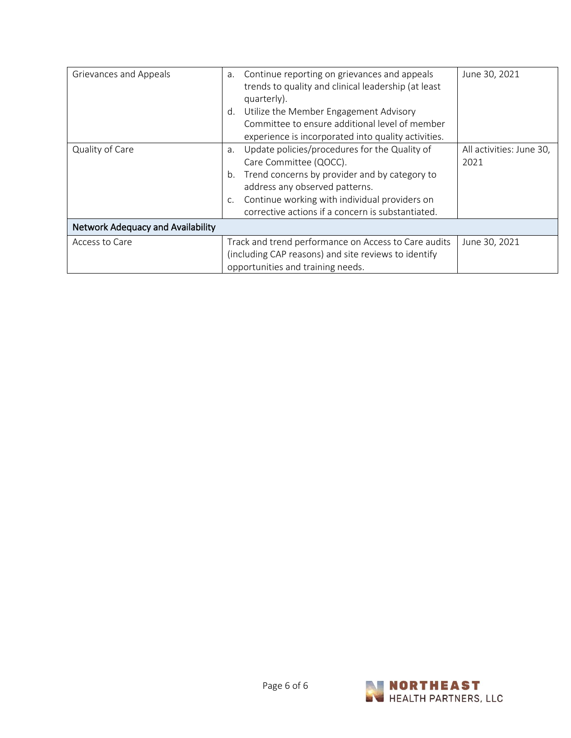| | | |
|---|---|---|
| Grievances and Appeals | a. Continue reporting on grievances and appeals trends to quality and clinical leadership (at least quarterly).<br>d. Utilize the Member Engagement Advisory Committee to ensure additional level of member experience is incorporated into quality activities. | June 30, 2021 |
| Quality of Care | a. Update policies/procedures for the Quality of Care Committee (QOCC).<br>b. Trend concerns by provider and by category to address any observed patterns.<br>c. Continue working with individual providers on corrective actions if a concern is substantiated. | All activities: June 30, 2021 |
| **Network Adequacy and Availability** | | |
| Access to Care | Track and trend performance on Access to Care audits (including CAP reasons) and site reviews to identify opportunities and training needs. | June 30, 2021 |